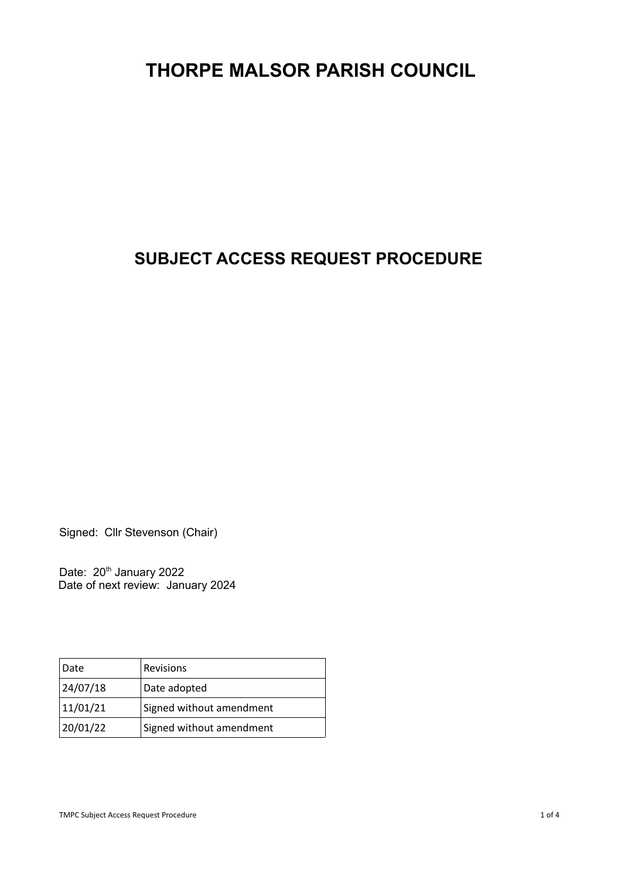# THORPE MALSOR PARISH COUNCIL

## SUBJECT ACCESS REQUEST PROCEDURE

Signed: Cllr Stevenson (Chair)

Date: 20th January 2022
Date of next review: January 2024

| Date | Revisions |
| --- | --- |
| 24/07/18 | Date adopted |
| 11/01/21 | Signed without amendment |
| 20/01/22 | Signed without amendment |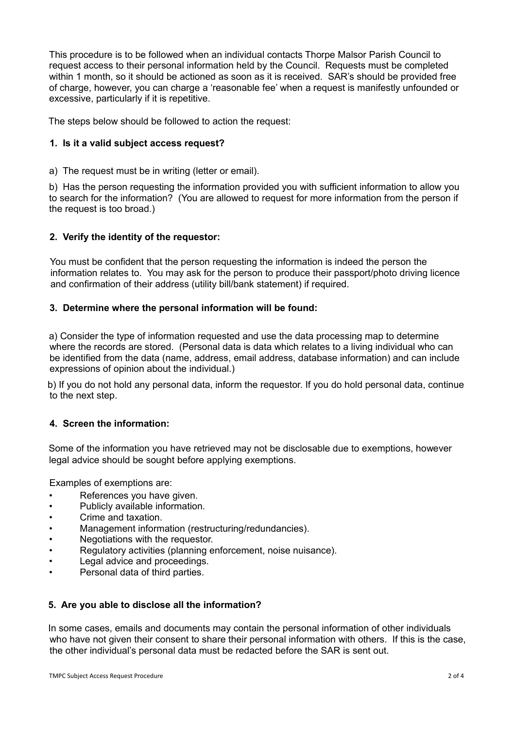This procedure is to be followed when an individual contacts Thorpe Malsor Parish Council to request access to their personal information held by the Council. Requests must be completed within 1 month, so it should be actioned as soon as it is received. SAR's should be provided free of charge, however, you can charge a 'reasonable fee' when a request is manifestly unfounded or excessive, particularly if it is repetitive.

The steps below should be followed to action the request:

**1. Is it a valid subject access request?**

a) The request must be in writing (letter or email).

b) Has the person requesting the information provided you with sufficient information to allow you to search for the information? (You are allowed to request for more information from the person if the request is too broad.)

**2. Verify the identity of the requestor:**

You must be confident that the person requesting the information is indeed the person the information relates to. You may ask for the person to produce their passport/photo driving licence and confirmation of their address (utility bill/bank statement) if required.

**3. Determine where the personal information will be found:**

a) Consider the type of information requested and use the data processing map to determine where the records are stored. (Personal data is data which relates to a living individual who can be identified from the data (name, address, email address, database information) and can include expressions of opinion about the individual.)

b) If you do not hold any personal data, inform the requestor. If you do hold personal data, continue to the next step.

**4. Screen the information:**

Some of the information you have retrieved may not be disclosable due to exemptions, however legal advice should be sought before applying exemptions.

Examples of exemptions are:

- References you have given.
- Publicly available information.
- Crime and taxation.
- Management information (restructuring/redundancies).
- Negotiations with the requestor.
- Regulatory activities (planning enforcement, noise nuisance).
- Legal advice and proceedings.
- Personal data of third parties.

**5. Are you able to disclose all the information?**

In some cases, emails and documents may contain the personal information of other individuals who have not given their consent to share their personal information with others. If this is the case, the other individual's personal data must be redacted before the SAR is sent out.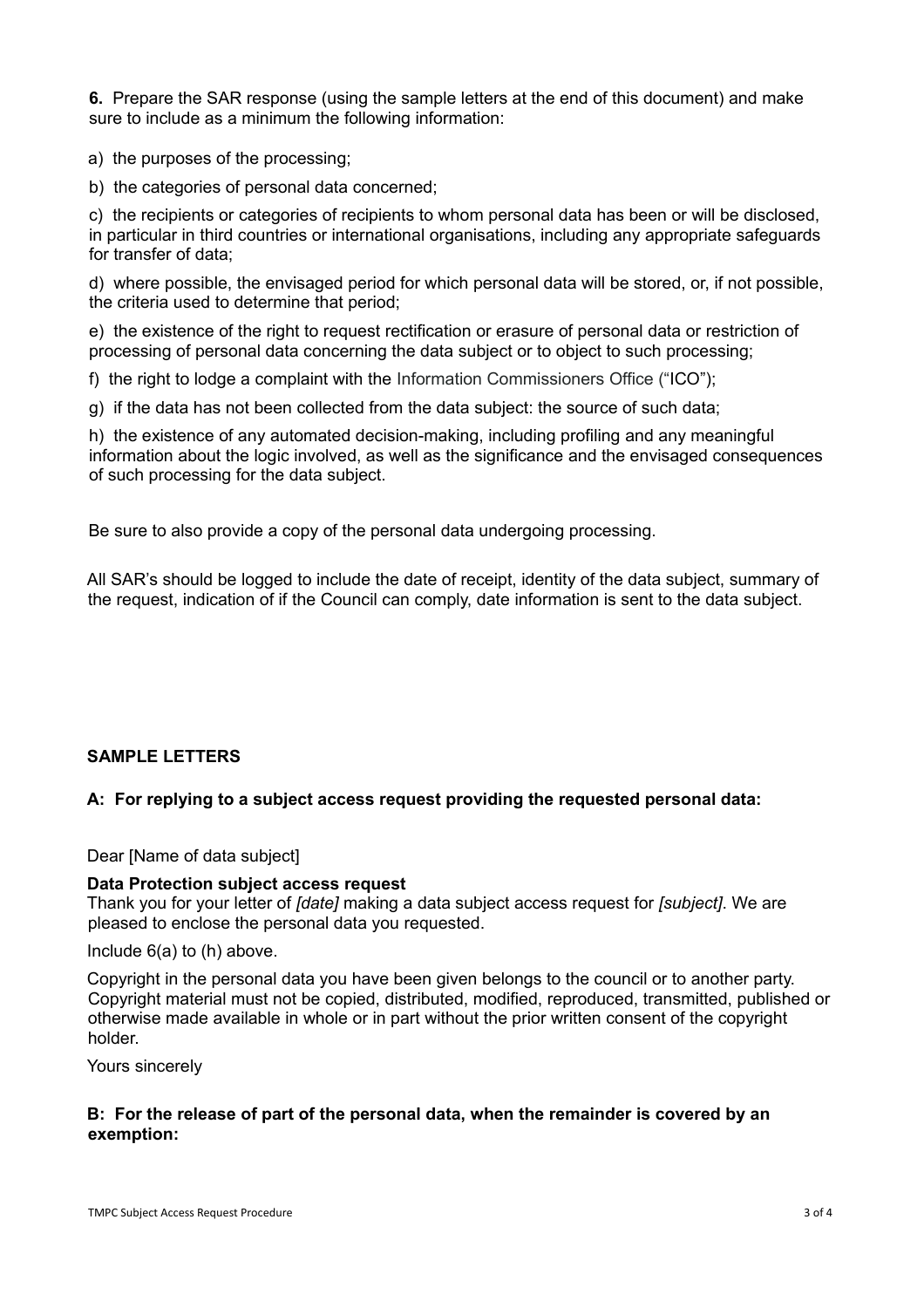**6.** Prepare the SAR response (using the sample letters at the end of this document) and make sure to include as a minimum the following information:

a) the purposes of the processing;

b) the categories of personal data concerned;

c) the recipients or categories of recipients to whom personal data has been or will be disclosed, in particular in third countries or international organisations, including any appropriate safeguards for transfer of data;

d) where possible, the envisaged period for which personal data will be stored, or, if not possible, the criteria used to determine that period;

e) the existence of the right to request rectification or erasure of personal data or restriction of processing of personal data concerning the data subject or to object to such processing;

f) the right to lodge a complaint with the Information Commissioners Office ("ICO");

g) if the data has not been collected from the data subject: the source of such data;

h) the existence of any automated decision-making, including profiling and any meaningful information about the logic involved, as well as the significance and the envisaged consequences of such processing for the data subject.

Be sure to also provide a copy of the personal data undergoing processing.

All SAR's should be logged to include the date of receipt, identity of the data subject, summary of the request, indication of if the Council can comply, date information is sent to the data subject.

**SAMPLE LETTERS**

**A: For replying to a subject access request providing the requested personal data:**

Dear [Name of data subject]

**Data Protection subject access request**

Thank you for your letter of *[date]* making a data subject access request for *[subject]*. We are pleased to enclose the personal data you requested.

Include 6(a) to (h) above.

Copyright in the personal data you have been given belongs to the council or to another party. Copyright material must not be copied, distributed, modified, reproduced, transmitted, published or otherwise made available in whole or in part without the prior written consent of the copyright holder.

Yours sincerely

**B: For the release of part of the personal data, when the remainder is covered by an exemption:**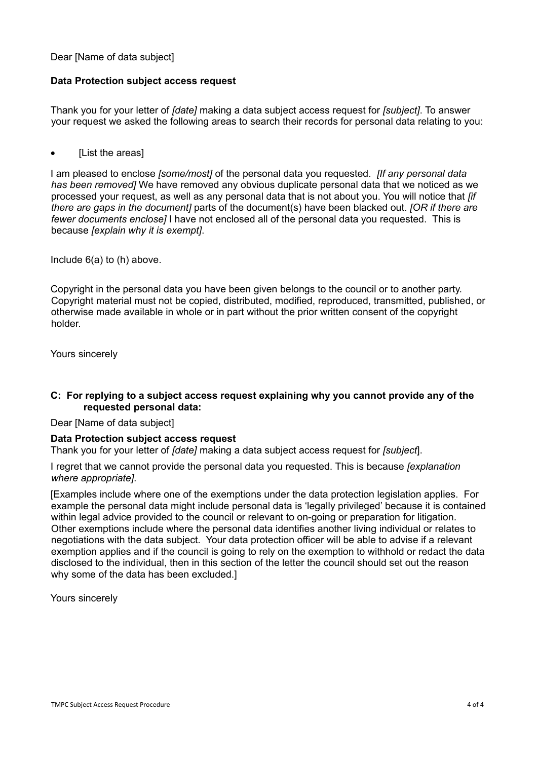Dear [Name of data subject]

**Data Protection subject access request**

Thank you for your letter of *[date]* making a data subject access request for *[subject]*. To answer your request we asked the following areas to search their records for personal data relating to you:

- [List the areas]

I am pleased to enclose *[some/most]* of the personal data you requested. *[If any personal data has been removed]* We have removed any obvious duplicate personal data that we noticed as we processed your request, as well as any personal data that is not about you. You will notice that *[if there are gaps in the document]* parts of the document(s) have been blacked out. *[OR if there are fewer documents enclose]* I have not enclosed all of the personal data you requested. This is because *[explain why it is exempt]*.

Include 6(a) to (h) above.

Copyright in the personal data you have been given belongs to the council or to another party. Copyright material must not be copied, distributed, modified, reproduced, transmitted, published, or otherwise made available in whole or in part without the prior written consent of the copyright holder.

Yours sincerely

### C: For replying to a subject access request explaining why you cannot provide any of the requested personal data:

Dear [Name of data subject]

**Data Protection subject access request**

Thank you for your letter of *[date]* making a data subject access request for *[subject]*.

I regret that we cannot provide the personal data you requested. This is because *[explanation where appropriate]*.

[Examples include where one of the exemptions under the data protection legislation applies. For example the personal data might include personal data is 'legally privileged' because it is contained within legal advice provided to the council or relevant to on-going or preparation for litigation. Other exemptions include where the personal data identifies another living individual or relates to negotiations with the data subject. Your data protection officer will be able to advise if a relevant exemption applies and if the council is going to rely on the exemption to withhold or redact the data disclosed to the individual, then in this section of the letter the council should set out the reason why some of the data has been excluded.]

Yours sincerely